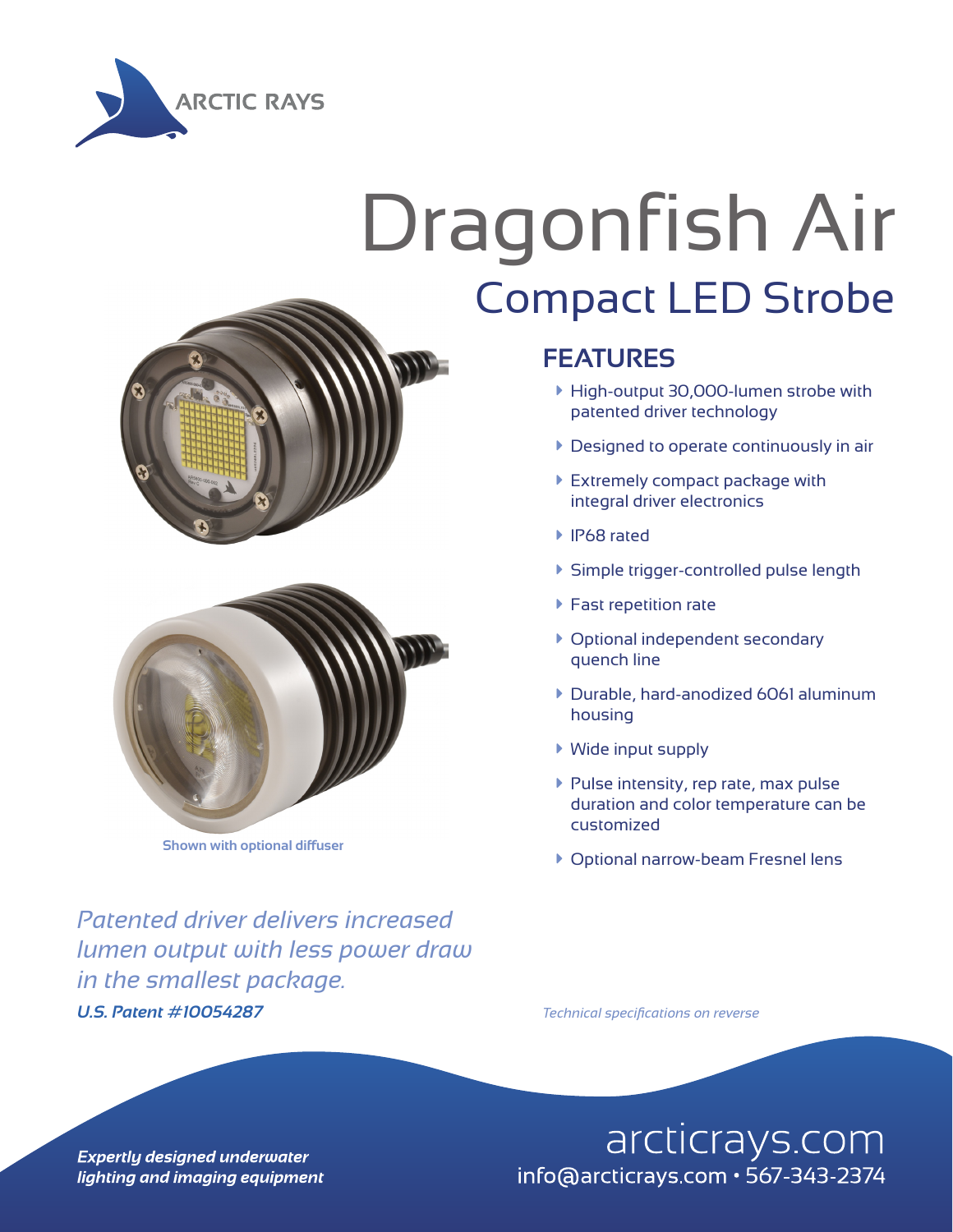ARCTIC RAYS

# Dragonfish Air

## Compact LED Strobe

Shown with optional diffuser

## FEATURES

- High-output 30,000-lumen strobe with patented driver technology
- Designed to operate continuously in air
- Extremely compact package with integral driver electronics
- IP68 rated
- Simple trigger-controlled pulse length
- Fast repetition rate
- Optional independent secondary quench line
- Durable, hard-anodized 6061 aluminum housing
- Wide input supply
- Pulse intensity, rep rate, max pulse duration and color temperature can be customized
- Optional narrow-beam Fresnel lens

*Patented driver delivers increased lumen output with less power draw in the smallest package.*

***U.S. Patent #10054287***

*Technical specifications on reverse*

***Expertly designed underwater lighting and imaging equipment***

arcticrays.com
info@arcticrays.com • 567-343-2374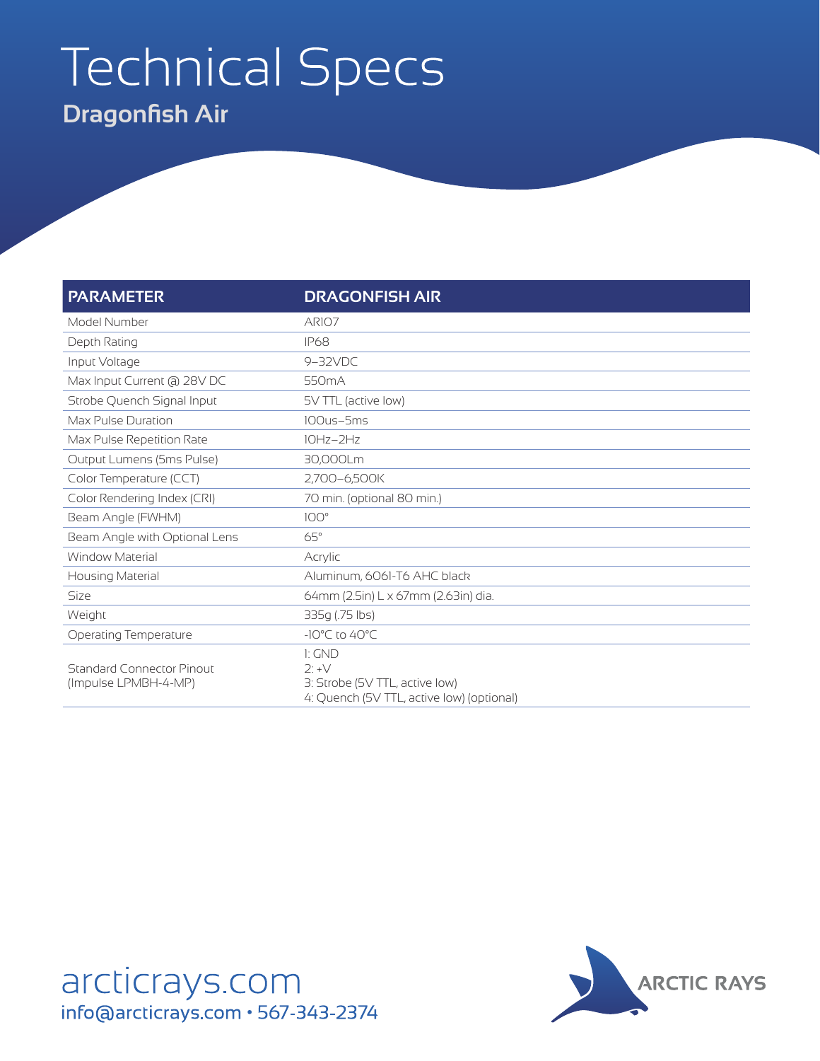# Technical Specs

## Dragonfish Air

| PARAMETER | DRAGONFISH AIR |
|---|---|
| Model Number | AR107 |
| Depth Rating | IP68 |
| Input Voltage | 9–32VDC |
| Max Input Current @ 28V DC | 550mA |
| Strobe Quench Signal Input | 5V TTL (active low) |
| Max Pulse Duration | 100us–5ms |
| Max Pulse Repetition Rate | 10Hz–2Hz |
| Output Lumens (5ms Pulse) | 30,000Lm |
| Color Temperature (CCT) | 2,700–6,500K |
| Color Rendering Index (CRI) | 70 min. (optional 80 min.) |
| Beam Angle (FWHM) | 100° |
| Beam Angle with Optional Lens | 65° |
| Window Material | Acrylic |
| Housing Material | Aluminum, 6061-T6 AHC black |
| Size | 64mm (2.5in) L x 67mm (2.63in) dia. |
| Weight | 335g (.75 lbs) |
| Operating Temperature | -10°C to 40°C |
| Standard Connector Pinout (Impulse LPMBH-4-MP) | 1: GND<br>2: +V<br>3: Strobe (5V TTL, active low)<br>4: Quench (5V TTL, active low) (optional) |

arcticrays.com
info@arcticrays.com • 567-343-2374

ARCTIC RAYS